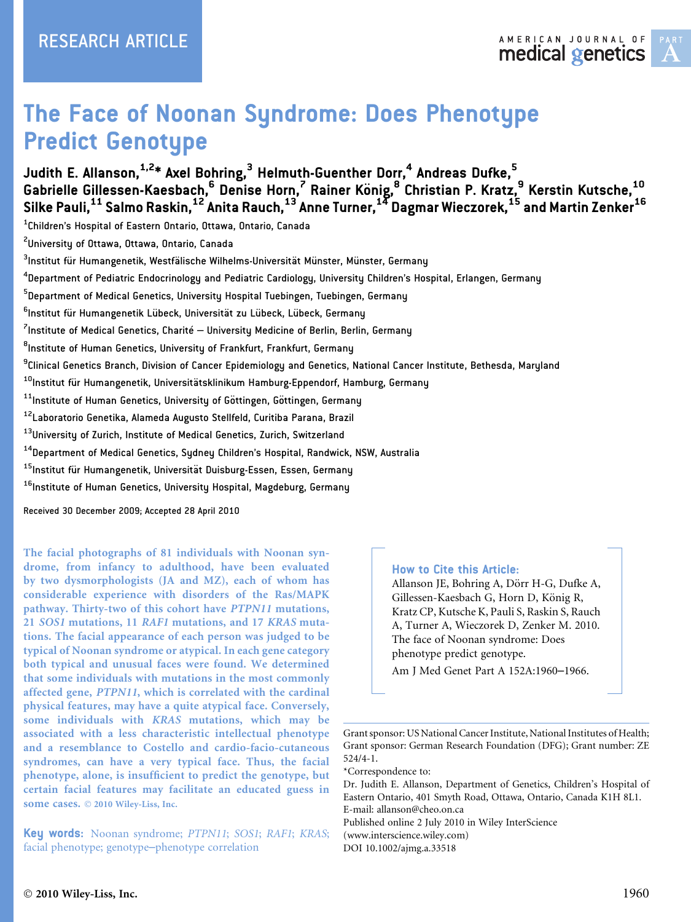RESEARCH ARTICLE

# The Face of Noonan Syndrome: Does Phenotype Predict Genotype

**Judith E. Allanson,[1,2]* Axel Bohring,[3] Helmuth-Guenther Dorr,[4] Andreas Dufke,[5] Gabrielle Gillessen-Kaesbach,[6] Denise Horn,[7] Rainer König,[8] Christian P. Kratz,[9] Kerstin Kutsche,[10] Silke Pauli,[11] Salmo Raskin,[12] Anita Rauch,[13] Anne Turner,[14] Dagmar Wieczorek,[15] and Martin Zenker[16]**

[1]Children's Hospital of Eastern Ontario, Ottawa, Ontario, Canada

[2]University of Ottawa, Ottawa, Ontario, Canada

[3]Institut für Humangenetik, Westfälische Wilhelms-Universität Münster, Münster, Germany

[4]Department of Pediatric Endocrinology and Pediatric Cardiology, University Children's Hospital, Erlangen, Germany

[5]Department of Medical Genetics, University Hospital Tuebingen, Tuebingen, Germany

[6]Institut für Humangenetik Lübeck, Universität zu Lübeck, Lübeck, Germany

[7]Institute of Medical Genetics, Charité — University Medicine of Berlin, Berlin, Germany

[8]Institute of Human Genetics, University of Frankfurt, Frankfurt, Germany

[9]Clinical Genetics Branch, Division of Cancer Epidemiology and Genetics, National Cancer Institute, Bethesda, Maryland

[10]Institut für Humangenetik, Universitätsklinikum Hamburg-Eppendorf, Hamburg, Germany

[11]Institute of Human Genetics, University of Göttingen, Göttingen, Germany

[12]Laboratorio Genetika, Alameda Augusto Stellfeld, Curitiba Parana, Brazil

[13]University of Zurich, Institute of Medical Genetics, Zurich, Switzerland

[14]Department of Medical Genetics, Sydney Children's Hospital, Randwick, NSW, Australia

[15]Institut für Humangenetik, Universität Duisburg-Essen, Essen, Germany

[16]Institute of Human Genetics, University Hospital, Magdeburg, Germany

Received 30 December 2009; Accepted 28 April 2010

The facial photographs of 81 individuals with Noonan syndrome, from infancy to adulthood, have been evaluated by two dysmorphologists (JA and MZ), each of whom has considerable experience with disorders of the Ras/MAPK pathway. Thirty-two of this cohort have *PTPN11* mutations, 21 *SOS1* mutations, 11 *RAF1* mutations, and 17 *KRAS* mutations. The facial appearance of each person was judged to be typical of Noonan syndrome or atypical. In each gene category both typical and unusual faces were found. We determined that some individuals with mutations in the most commonly affected gene, *PTPN11*, which is correlated with the cardinal physical features, may have a quite atypical face. Conversely, some individuals with *KRAS* mutations, which may be associated with a less characteristic intellectual phenotype and a resemblance to Costello and cardio-facio-cutaneous syndromes, can have a very typical face. Thus, the facial phenotype, alone, is insufficient to predict the genotype, but certain facial features may facilitate an educated guess in some cases. © 2010 Wiley-Liss, Inc.

**Key words:** Noonan syndrome; *PTPN11*; *SOS1*; *RAF1*; *KRAS*; facial phenotype; genotype–phenotype correlation

**How to Cite this Article:**
Allanson JE, Bohring A, Dörr H-G, Dufke A, Gillessen-Kaesbach G, Horn D, König R, Kratz CP, Kutsche K, Pauli S, Raskin S, Rauch A, Turner A, Wieczorek D, Zenker M. 2010. The face of Noonan syndrome: Does phenotype predict genotype.
Am J Med Genet Part A 152A:1960–1966.

Grant sponsor: US National Cancer Institute, National Institutes of Health; Grant sponsor: German Research Foundation (DFG); Grant number: ZE 524/4-1.

*Correspondence to:
Dr. Judith E. Allanson, Department of Genetics, Children's Hospital of Eastern Ontario, 401 Smyth Road, Ottawa, Ontario, Canada K1H 8L1.
E-mail: allanson@cheo.on.ca

Published online 2 July 2010 in Wiley InterScience (www.interscience.wiley.com)

DOI 10.1002/ajmg.a.33518

© 2010 Wiley-Liss, Inc.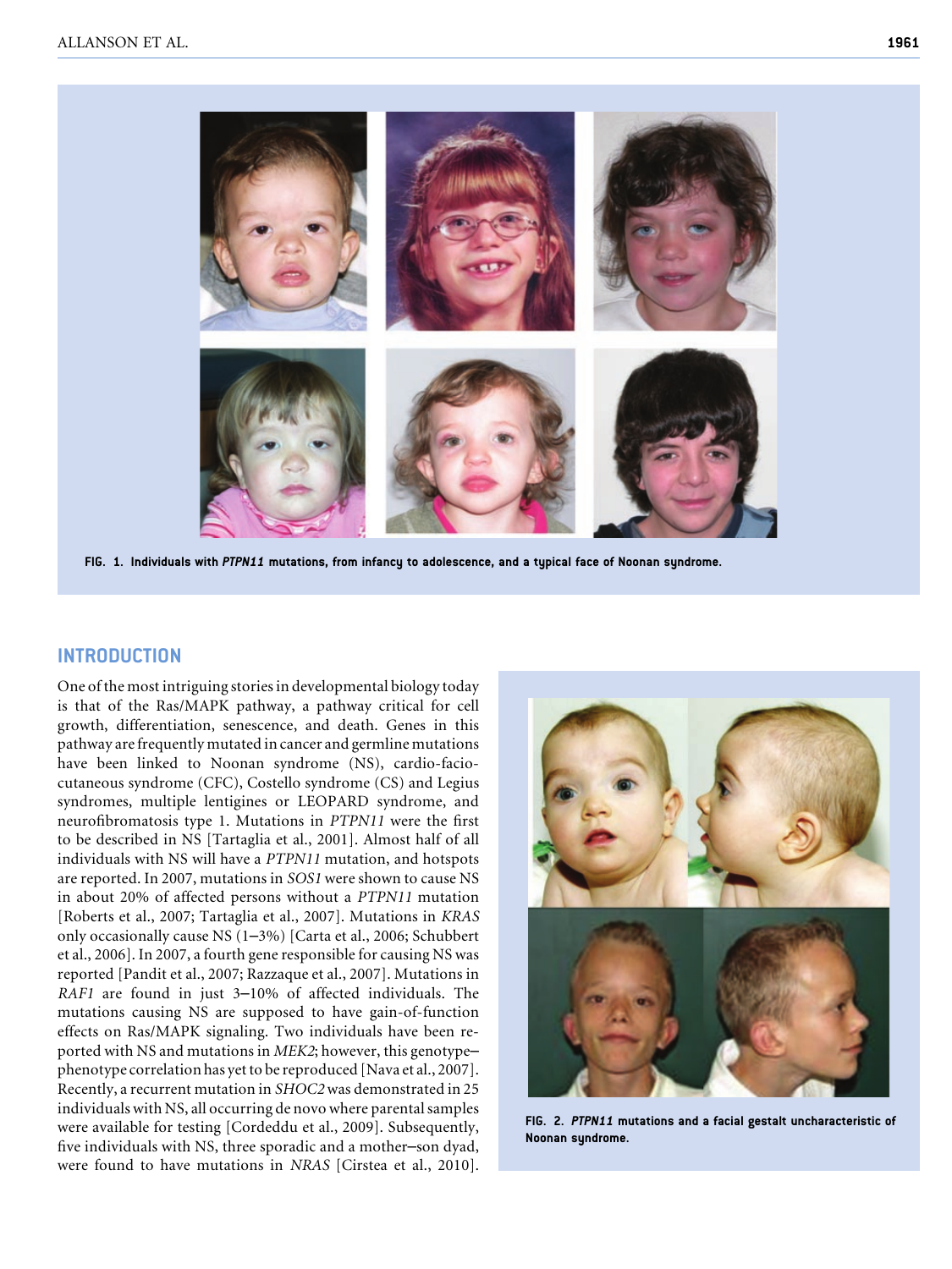FIG. 1. Individuals with *PTPN11* mutations, from infancy to adolescence, and a typical face of Noonan syndrome.

## INTRODUCTION

One of the most intriguing stories in developmental biology today is that of the Ras/MAPK pathway, a pathway critical for cell growth, differentiation, senescence, and death. Genes in this pathway are frequently mutated in cancer and germline mutations have been linked to Noonan syndrome (NS), cardio-facio-cutaneous syndrome (CFC), Costello syndrome (CS) and Legius syndromes, multiple lentigines or LEOPARD syndrome, and neurofibromatosis type 1. Mutations in *PTPN11* were the first to be described in NS [Tartaglia et al., 2001]. Almost half of all individuals with NS will have a *PTPN11* mutation, and hotspots are reported. In 2007, mutations in *SOS1* were shown to cause NS in about 20% of affected persons without a *PTPN11* mutation [Roberts et al., 2007; Tartaglia et al., 2007]. Mutations in *KRAS* only occasionally cause NS (1–3%) [Carta et al., 2006; Schubbert et al., 2006]. In 2007, a fourth gene responsible for causing NS was reported [Pandit et al., 2007; Razzaque et al., 2007]. Mutations in *RAF1* are found in just 3–10% of affected individuals. The mutations causing NS are supposed to have gain-of-function effects on Ras/MAPK signaling. Two individuals have been reported with NS and mutations in *MEK2*; however, this genotype–phenotype correlation has yet to be reproduced [Nava et al., 2007]. Recently, a recurrent mutation in *SHOC2* was demonstrated in 25 individuals with NS, all occurring de novo where parental samples were available for testing [Cordeddu et al., 2009]. Subsequently, five individuals with NS, three sporadic and a mother–son dyad, were found to have mutations in *NRAS* [Cirstea et al., 2010].

FIG. 2. *PTPN11* mutations and a facial gestalt uncharacteristic of Noonan syndrome.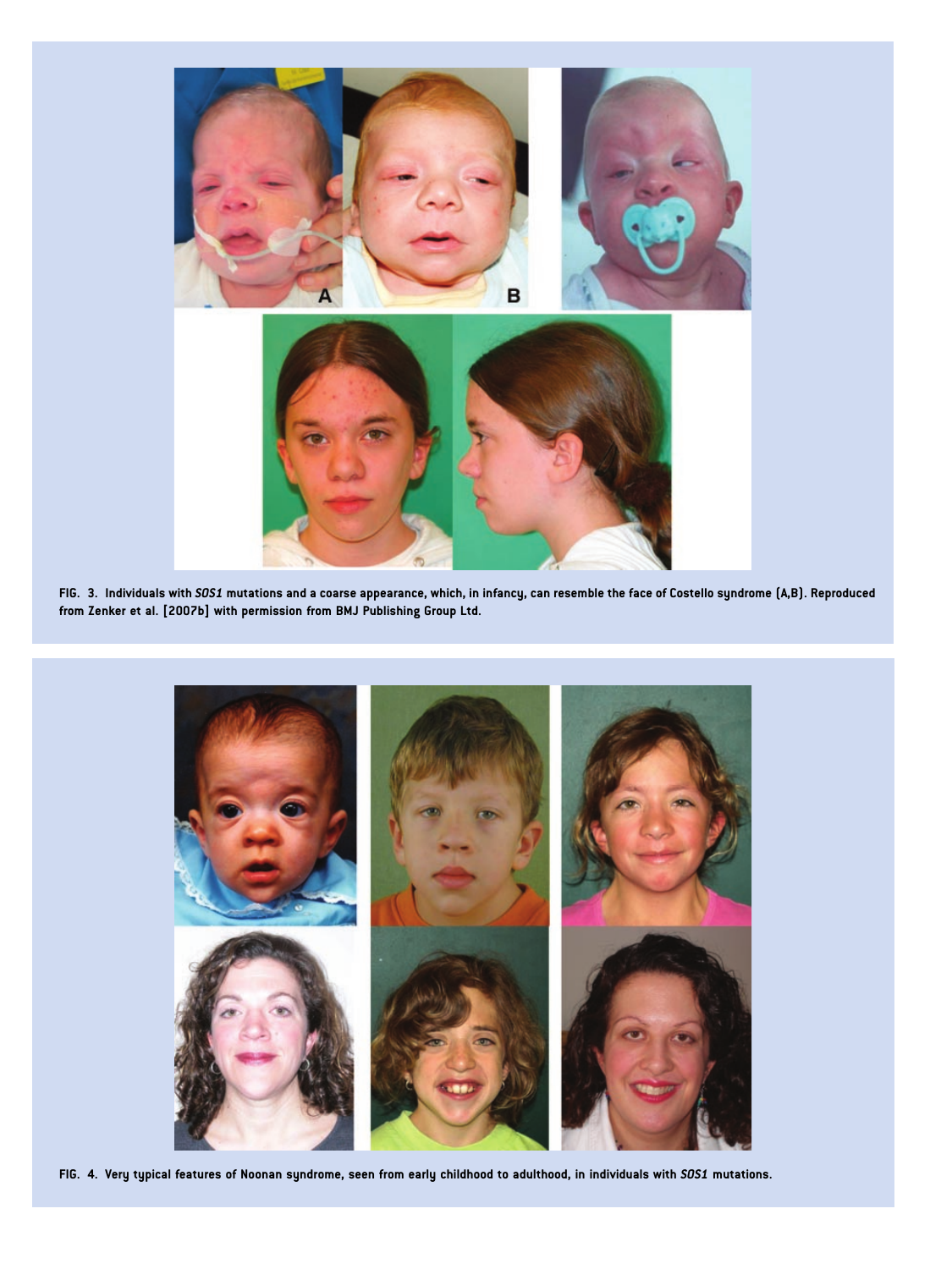FIG. 3. Individuals with *SOS1* mutations and a coarse appearance, which, in infancy, can resemble the face of Costello syndrome (A,B). Reproduced from Zenker et al. [2007b] with permission from BMJ Publishing Group Ltd.

FIG. 4. Very typical features of Noonan syndrome, seen from early childhood to adulthood, in individuals with *SOS1* mutations.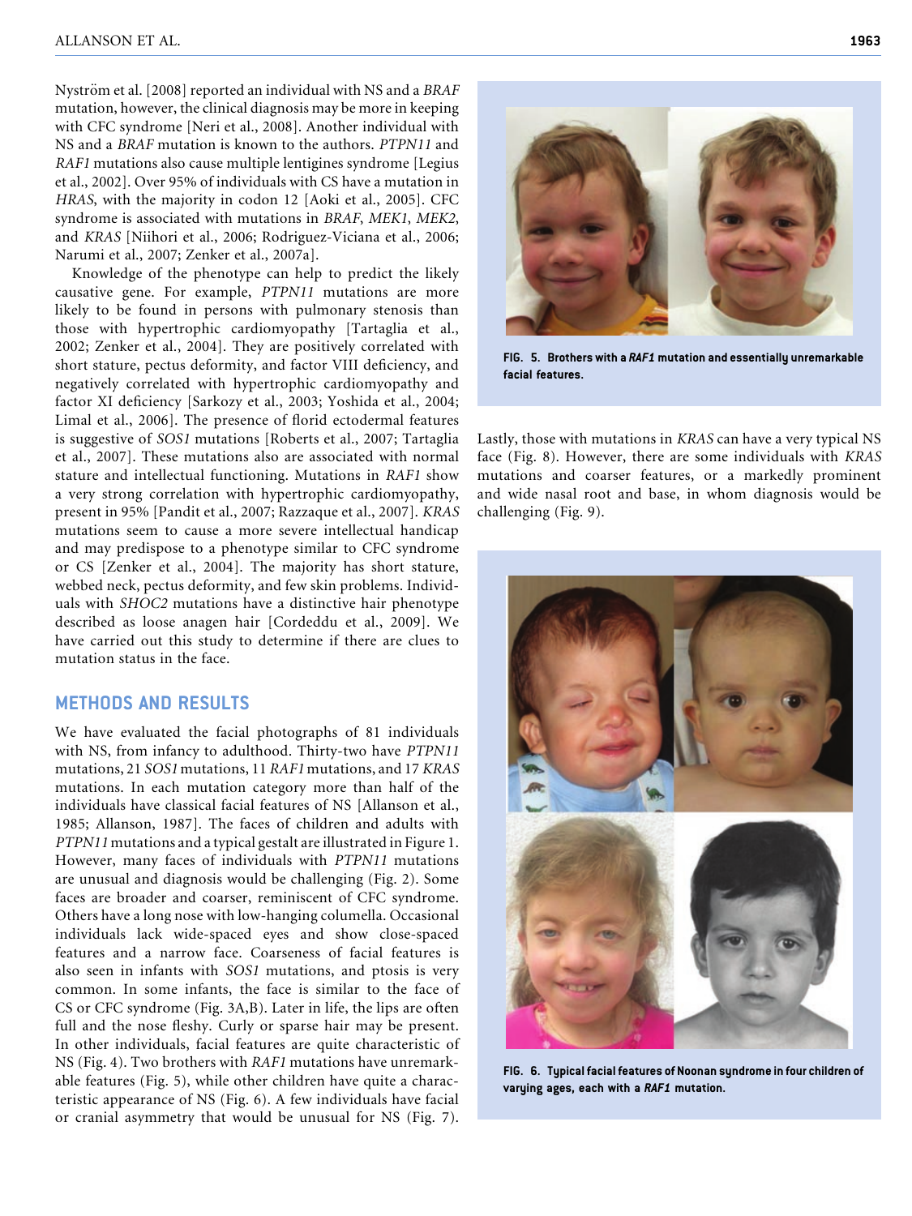Nyström et al. [2008] reported an individual with NS and a *BRAF* mutation, however, the clinical diagnosis may be more in keeping with CFC syndrome [Neri et al., 2008]. Another individual with NS and a *BRAF* mutation is known to the authors. *PTPN11* and *RAF1* mutations also cause multiple lentigines syndrome [Legius et al., 2002]. Over 95% of individuals with CS have a mutation in *HRAS*, with the majority in codon 12 [Aoki et al., 2005]. CFC syndrome is associated with mutations in *BRAF*, *MEK1*, *MEK2*, and *KRAS* [Niihori et al., 2006; Rodriguez-Viciana et al., 2006; Narumi et al., 2007; Zenker et al., 2007a].

Knowledge of the phenotype can help to predict the likely causative gene. For example, *PTPN11* mutations are more likely to be found in persons with pulmonary stenosis than those with hypertrophic cardiomyopathy [Tartaglia et al., 2002; Zenker et al., 2004]. They are positively correlated with short stature, pectus deformity, and factor VIII deficiency, and negatively correlated with hypertrophic cardiomyopathy and factor XI deficiency [Sarkozy et al., 2003; Yoshida et al., 2004; Limal et al., 2006]. The presence of florid ectodermal features is suggestive of *SOS1* mutations [Roberts et al., 2007; Tartaglia et al., 2007]. These mutations also are associated with normal stature and intellectual functioning. Mutations in *RAF1* show a very strong correlation with hypertrophic cardiomyopathy, present in 95% [Pandit et al., 2007; Razzaque et al., 2007]. *KRAS* mutations seem to cause a more severe intellectual handicap and may predispose to a phenotype similar to CFC syndrome or CS [Zenker et al., 2004]. The majority has short stature, webbed neck, pectus deformity, and few skin problems. Individuals with *SHOC2* mutations have a distinctive hair phenotype described as loose anagen hair [Cordeddu et al., 2009]. We have carried out this study to determine if there are clues to mutation status in the face.

## METHODS AND RESULTS

We have evaluated the facial photographs of 81 individuals with NS, from infancy to adulthood. Thirty-two have *PTPN11* mutations, 21 *SOS1* mutations, 11 *RAF1* mutations, and 17 *KRAS* mutations. In each mutation category more than half of the individuals have classical facial features of NS [Allanson et al., 1985; Allanson, 1987]. The faces of children and adults with *PTPN11* mutations and a typical gestalt are illustrated in Figure 1. However, many faces of individuals with *PTPN11* mutations are unusual and diagnosis would be challenging (Fig. 2). Some faces are broader and coarser, reminiscent of CFC syndrome. Others have a long nose with low-hanging columella. Occasional individuals lack wide-spaced eyes and show close-spaced features and a narrow face. Coarseness of facial features is also seen in infants with *SOS1* mutations, and ptosis is very common. In some infants, the face is similar to the face of CS or CFC syndrome (Fig. 3A,B). Later in life, the lips are often full and the nose fleshy. Curly or sparse hair may be present. In other individuals, facial features are quite characteristic of NS (Fig. 4). Two brothers with *RAF1* mutations have unremarkable features (Fig. 5), while other children have quite a characteristic appearance of NS (Fig. 6). A few individuals have facial or cranial asymmetry that would be unusual for NS (Fig. 7).

**FIG. 5. Brothers with a *RAF1* mutation and essentially unremarkable facial features.**

Lastly, those with mutations in *KRAS* can have a very typical NS face (Fig. 8). However, there are some individuals with *KRAS* mutations and coarser features, or a markedly prominent and wide nasal root and base, in whom diagnosis would be challenging (Fig. 9).

**FIG. 6. Typical facial features of Noonan syndrome in four children of varying ages, each with a *RAF1* mutation.**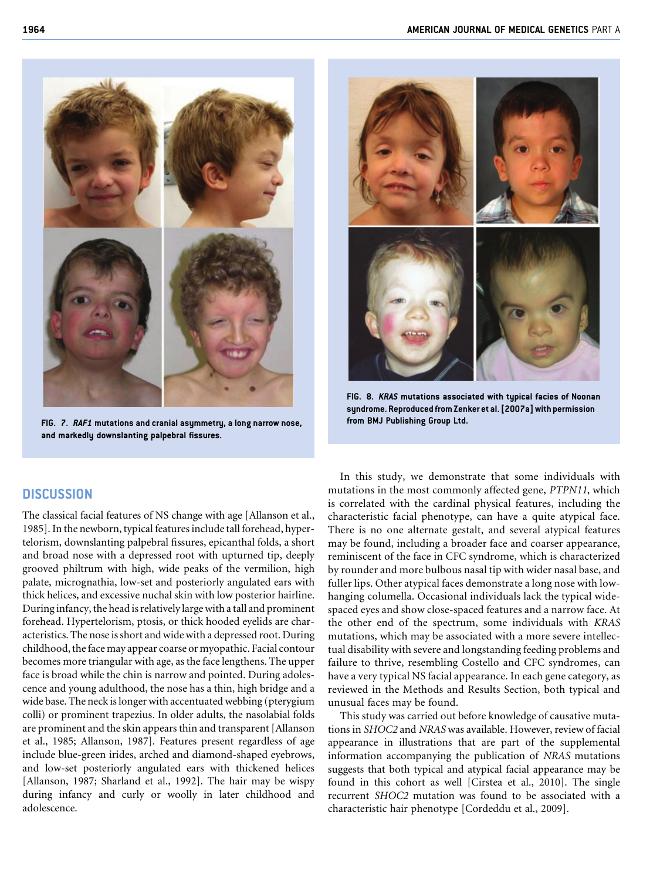FIG. 7. *RAF1* mutations and cranial asymmetry, a long narrow nose, and markedly downslanting palpebral fissures.

FIG. 8. *KRAS* mutations associated with typical facies of Noonan syndrome. Reproduced from Zenker et al. [2007a] with permission from BMJ Publishing Group Ltd.

## DISCUSSION

The classical facial features of NS change with age [Allanson et al., 1985]. In the newborn, typical features include tall forehead, hypertelorism, downslanting palpebral fissures, epicanthal folds, a short and broad nose with a depressed root with upturned tip, deeply grooved philtrum with high, wide peaks of the vermilion, high palate, micrognathia, low-set and posteriorly angulated ears with thick helices, and excessive nuchal skin with low posterior hairline. During infancy, the head is relatively large with a tall and prominent forehead. Hypertelorism, ptosis, or thick hooded eyelids are characteristics. The nose is short and wide with a depressed root. During childhood, the face may appear coarse or myopathic. Facial contour becomes more triangular with age, as the face lengthens. The upper face is broad while the chin is narrow and pointed. During adolescence and young adulthood, the nose has a thin, high bridge and a wide base. The neck is longer with accentuated webbing (pterygium colli) or prominent trapezius. In older adults, the nasolabial folds are prominent and the skin appears thin and transparent [Allanson et al., 1985; Allanson, 1987]. Features present regardless of age include blue-green irides, arched and diamond-shaped eyebrows, and low-set posteriorly angulated ears with thickened helices [Allanson, 1987; Sharland et al., 1992]. The hair may be wispy during infancy and curly or woolly in later childhood and adolescence.

In this study, we demonstrate that some individuals with mutations in the most commonly affected gene, *PTPN11*, which is correlated with the cardinal physical features, including the characteristic facial phenotype, can have a quite atypical face. There is no one alternate gestalt, and several atypical features may be found, including a broader face and coarser appearance, reminiscent of the face in CFC syndrome, which is characterized by rounder and more bulbous nasal tip with wider nasal base, and fuller lips. Other atypical faces demonstrate a long nose with low-hanging columella. Occasional individuals lack the typical wide-spaced eyes and show close-spaced features and a narrow face. At the other end of the spectrum, some individuals with *KRAS* mutations, which may be associated with a more severe intellectual disability with severe and longstanding feeding problems and failure to thrive, resembling Costello and CFC syndromes, can have a very typical NS facial appearance. In each gene category, as reviewed in the Methods and Results Section, both typical and unusual faces may be found.

This study was carried out before knowledge of causative mutations in *SHOC2* and *NRAS* was available. However, review of facial appearance in illustrations that are part of the supplemental information accompanying the publication of *NRAS* mutations suggests that both typical and atypical facial appearance may be found in this cohort as well [Cirstea et al., 2010]. The single recurrent *SHOC2* mutation was found to be associated with a characteristic hair phenotype [Cordeddu et al., 2009].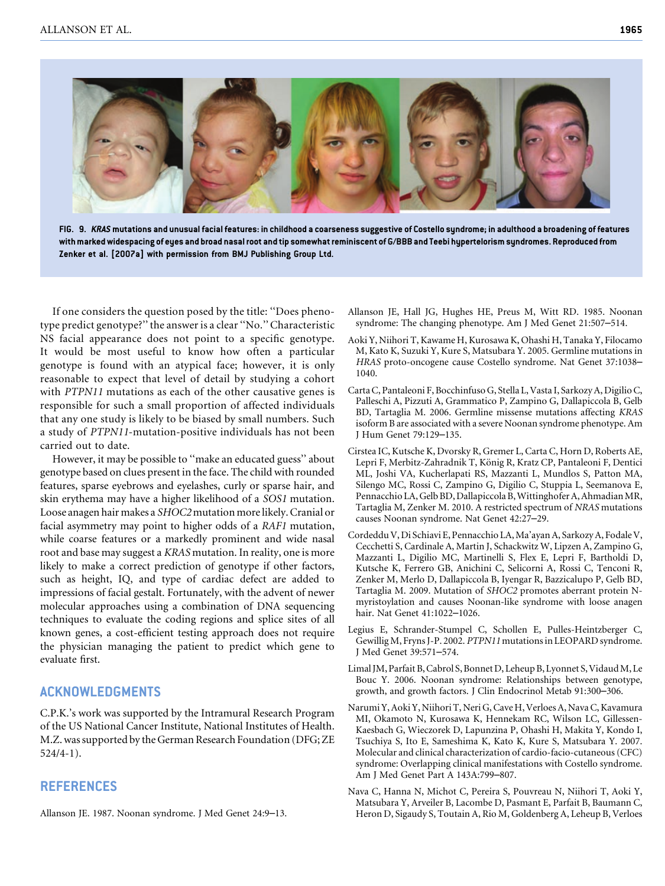FIG. 9. ***KRAS*** **mutations and unusual facial features: in childhood a coarseness suggestive of Costello syndrome; in adulthood a broadening of features with marked widespacing of eyes and broad nasal root and tip somewhat reminiscent of G/BBB and Teebi hypertelorism syndromes. Reproduced from Zenker et al. [2007a] with permission from BMJ Publishing Group Ltd.**

If one considers the question posed by the title: ''Does phenotype predict genotype?'' the answer is a clear ''No.'' Characteristic NS facial appearance does not point to a specific genotype. It would be most useful to know how often a particular genotype is found with an atypical face; however, it is only reasonable to expect that level of detail by studying a cohort with *PTPN11* mutations as each of the other causative genes is responsible for such a small proportion of affected individuals that any one study is likely to be biased by small numbers. Such a study of *PTPN11*-mutation-positive individuals has not been carried out to date.

However, it may be possible to ''make an educated guess'' about genotype based on clues present in the face. The child with rounded features, sparse eyebrows and eyelashes, curly or sparse hair, and skin erythema may have a higher likelihood of a *SOS1* mutation. Loose anagen hair makes a *SHOC2* mutation more likely. Cranial or facial asymmetry may point to higher odds of a *RAF1* mutation, while coarse features or a markedly prominent and wide nasal root and base may suggest a *KRAS* mutation. In reality, one is more likely to make a correct prediction of genotype if other factors, such as height, IQ, and type of cardiac defect are added to impressions of facial gestalt. Fortunately, with the advent of newer molecular approaches using a combination of DNA sequencing techniques to evaluate the coding regions and splice sites of all known genes, a cost-efficient testing approach does not require the physician managing the patient to predict which gene to evaluate first.

## ACKNOWLEDGMENTS

C.P.K.'s work was supported by the Intramural Research Program of the US National Cancer Institute, National Institutes of Health. M.Z. was supported by the German Research Foundation (DFG; ZE 524/4-1).

## REFERENCES

Allanson JE. 1987. Noonan syndrome. J Med Genet 24:9–13.

Allanson JE, Hall JG, Hughes HE, Preus M, Witt RD. 1985. Noonan syndrome: The changing phenotype. Am J Med Genet 21:507–514.

Aoki Y, Niihori T, Kawame H, Kurosawa K, Ohashi H, Tanaka Y, Filocamo M, Kato K, Suzuki Y, Kure S, Matsubara Y. 2005. Germline mutations in *HRAS* proto-oncogene cause Costello syndrome. Nat Genet 37:1038–1040.

Carta C, Pantaleoni F, Bocchinfuso G, Stella L, Vasta I, Sarkozy A, Digilio C, Palleschi A, Pizzuti A, Grammatico P, Zampino G, Dallapiccola B, Gelb BD, Tartaglia M. 2006. Germline missense mutations affecting *KRAS* isoform B are associated with a severe Noonan syndrome phenotype. Am J Hum Genet 79:129–135.

Cirstea IC, Kutsche K, Dvorsky R, Gremer L, Carta C, Horn D, Roberts AE, Lepri F, Merbitz-Zahradnik T, König R, Kratz CP, Pantaleoni F, Dentici ML, Joshi VA, Kucherlapati RS, Mazzanti L, Mundlos S, Patton MA, Silengo MC, Rossi C, Zampino G, Digilio C, Stuppia L, Seemanova E, Pennacchio LA, Gelb BD, Dallapiccola B, Wittinghofer A, Ahmadian MR, Tartaglia M, Zenker M. 2010. A restricted spectrum of *NRAS* mutations causes Noonan syndrome. Nat Genet 42:27–29.

Cordeddu V, Di Schiavi E, Pennacchio LA, Ma'ayan A, Sarkozy A, Fodale V, Cecchetti S, Cardinale A, Martin J, Schackwitz W, Lipzen A, Zampino G, Mazzanti L, Digilio MC, Martinelli S, Flex E, Lepri F, Bartholdi D, Kutsche K, Ferrero GB, Anichini C, Selicorni A, Rossi C, Tenconi R, Zenker M, Merlo D, Dallapiccola B, Iyengar R, Bazzicalupo P, Gelb BD, Tartaglia M. 2009. Mutation of *SHOC2* promotes aberrant protein N-myristoylation and causes Noonan-like syndrome with loose anagen hair. Nat Genet 41:1022–1026.

Legius E, Schrander-Stumpel C, Schollen E, Pulles-Heintzberger C, Gewillig M, Fryns J-P. 2002. *PTPN11* mutations in LEOPARD syndrome. J Med Genet 39:571–574.

Limal JM, Parfait B, Cabrol S, Bonnet D, Leheup B, Lyonnet S, Vidaud M, Le Bouc Y. 2006. Noonan syndrome: Relationships between genotype, growth, and growth factors. J Clin Endocrinol Metab 91:300–306.

Narumi Y, Aoki Y, Niihori T, Neri G, Cave H, Verloes A, Nava C, Kavamura MI, Okamoto N, Kurosawa K, Hennekam RC, Wilson LC, Gillessen-Kaesbach G, Wieczorek D, Lapunzina P, Ohashi H, Makita Y, Kondo I, Tsuchiya S, Ito E, Sameshima K, Kato K, Kure S, Matsubara Y. 2007. Molecular and clinical characterization of cardio-facio-cutaneous (CFC) syndrome: Overlapping clinical manifestations with Costello syndrome. Am J Med Genet Part A 143A:799–807.

Nava C, Hanna N, Michot C, Pereira S, Pouvreau N, Niihori T, Aoki Y, Matsubara Y, Arveiler B, Lacombe D, Pasmant E, Parfait B, Baumann C, Heron D, Sigaudy S, Toutain A, Rio M, Goldenberg A, Leheup B, Verloes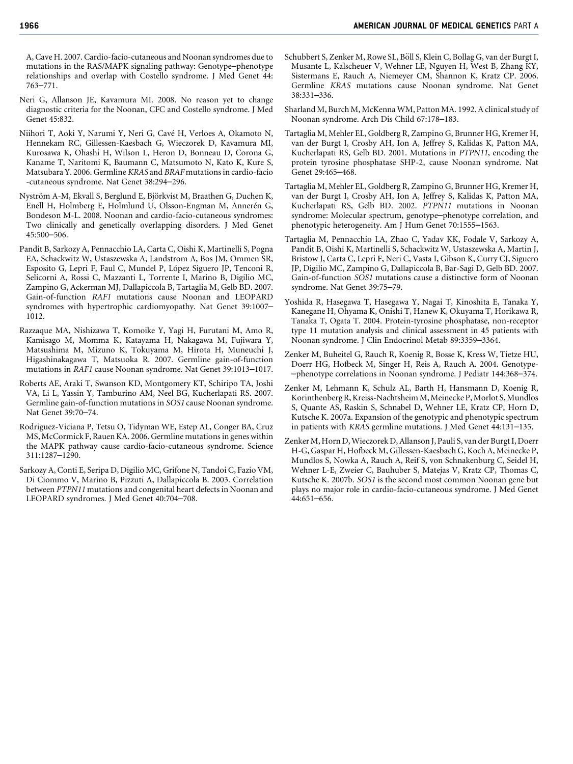A, Cave H. 2007. Cardio-facio-cutaneous and Noonan syndromes due to mutations in the RAS/MAPK signaling pathway: Genotype–phenotype relationships and overlap with Costello syndrome. J Med Genet 44: 763–771.

Neri G, Allanson JE, Kavamura MI. 2008. No reason yet to change diagnostic criteria for the Noonan, CFC and Costello syndrome. J Med Genet 45:832.

Niihori T, Aoki Y, Narumi Y, Neri G, Cavé H, Verloes A, Okamoto N, Hennekam RC, Gillessen-Kaesbach G, Wieczorek D, Kavamura MI, Kurosawa K, Ohashi H, Wilson L, Heron D, Bonneau D, Corona G, Kaname T, Naritomi K, Baumann C, Matsumoto N, Kato K, Kure S, Matsubara Y. 2006. Germline *KRAS* and *BRAF* mutations in cardio-facio-cutaneous syndrome. Nat Genet 38:294–296.

Nyström A-M, Ekvall S, Berglund E, Björkvist M, Braathen G, Duchen K, Enell H, Holmberg E, Holmlund U, Olsson-Engman M, Annerén G, Bondeson M-L. 2008. Noonan and cardio-facio-cutaneous syndromes: Two clinically and genetically overlapping disorders. J Med Genet 45:500–506.

Pandit B, Sarkozy A, Pennacchio LA, Carta C, Oishi K, Martinelli S, Pogna EA, Schackwitz W, Ustaszewska A, Landstrom A, Bos JM, Ommen SR, Esposito G, Lepri F, Faul C, Mundel P, López Siguero JP, Tenconi R, Selicorni A, Rossi C, Mazzanti L, Torrente I, Marino B, Digilio MC, Zampino G, Ackerman MJ, Dallapiccola B, Tartaglia M, Gelb BD. 2007. Gain-of-function *RAF1* mutations cause Noonan and LEOPARD syndromes with hypertrophic cardiomyopathy. Nat Genet 39:1007–1012.

Razzaque MA, Nishizawa T, Komoike Y, Yagi H, Furutani M, Amo R, Kamisago M, Momma K, Katayama H, Nakagawa M, Fujiwara Y, Matsushima M, Mizuno K, Tokuyama M, Hirota H, Muneuchi J, Higashinakagawa T, Matsuoka R. 2007. Germline gain-of-function mutations in *RAF1* cause Noonan syndrome. Nat Genet 39:1013–1017.

Roberts AE, Araki T, Swanson KD, Montgomery KT, Schiripo TA, Joshi VA, Li L, Yassin Y, Tamburino AM, Neel BG, Kucherlapati RS. 2007. Germline gain-of-function mutations in *SOS1* cause Noonan syndrome. Nat Genet 39:70–74.

Rodriguez-Viciana P, Tetsu O, Tidyman WE, Estep AL, Conger BA, Cruz MS, McCormick F, Rauen KA. 2006. Germline mutations in genes within the MAPK pathway cause cardio-facio-cutaneous syndrome. Science 311:1287–1290.

Sarkozy A, Conti E, Seripa D, Digilio MC, Grifone N, Tandoi C, Fazio VM, Di Ciommo V, Marino B, Pizzuti A, Dallapiccola B. 2003. Correlation between *PTPN11* mutations and congenital heart defects in Noonan and LEOPARD syndromes. J Med Genet 40:704–708.

Schubbert S, Zenker M, Rowe SL, Böll S, Klein C, Bollag G, van der Burgt I, Musante L, Kalscheuer V, Wehner LE, Nguyen H, West B, Zhang KY, Sistermans E, Rauch A, Niemeyer CM, Shannon K, Kratz CP. 2006. Germline *KRAS* mutations cause Noonan syndrome. Nat Genet 38:331–336.

Sharland M, Burch M, McKenna WM, Patton MA. 1992. A clinical study of Noonan syndrome. Arch Dis Child 67:178–183.

Tartaglia M, Mehler EL, Goldberg R, Zampino G, Brunner HG, Kremer H, van der Burgt I, Crosby AH, Ion A, Jeffrey S, Kalidas K, Patton MA, Kucherlapati RS, Gelb BD. 2001. Mutations in *PTPN11*, encoding the protein tyrosine phosphatase SHP-2, cause Noonan syndrome. Nat Genet 29:465–468.

Tartaglia M, Mehler EL, Goldberg R, Zampino G, Brunner HG, Kremer H, van der Burgt I, Crosby AH, Ion A, Jeffrey S, Kalidas K, Patton MA, Kucherlapati RS, Gelb BD. 2002. *PTPN11* mutations in Noonan syndrome: Molecular spectrum, genotype–phenotype correlation, and phenotypic heterogeneity. Am J Hum Genet 70:1555–1563.

Tartaglia M, Pennacchio LA, Zhao C, Yadav KK, Fodale V, Sarkozy A, Pandit B, Oishi K, Martinelli S, Schackwitz W, Ustaszewska A, Martin J, Bristow J, Carta C, Lepri F, Neri C, Vasta I, Gibson K, Curry CJ, Siguero JP, Digilio MC, Zampino G, Dallapiccola B, Bar-Sagi D, Gelb BD. 2007. Gain-of-function *SOS1* mutations cause a distinctive form of Noonan syndrome. Nat Genet 39:75–79.

Yoshida R, Hasegawa T, Hasegawa Y, Nagai T, Kinoshita E, Tanaka Y, Kanegane H, Ohyama K, Onishi T, Hanew K, Okuyama T, Horikawa R, Tanaka T, Ogata T. 2004. Protein-tyrosine phosphatase, non-receptor type 11 mutation analysis and clinical assessment in 45 patients with Noonan syndrome. J Clin Endocrinol Metab 89:3359–3364.

Zenker M, Buheitel G, Rauch R, Koenig R, Bosse K, Kress W, Tietze HU, Doerr HG, Hofbeck M, Singer H, Reis A, Rauch A. 2004. Genotype–phenotype correlations in Noonan syndrome. J Pediatr 144:368–374.

Zenker M, Lehmann K, Schulz AL, Barth H, Hansmann D, Koenig R, Korinthenberg R, Kreiss-Nachtsheim M, Meinecke P, Morlot S, Mundlos S, Quante AS, Raskin S, Schnabel D, Wehner LE, Kratz CP, Horn D, Kutsche K. 2007a. Expansion of the genotypic and phenotypic spectrum in patients with *KRAS* germline mutations. J Med Genet 44:131–135.

Zenker M, Horn D, Wieczorek D, Allanson J, Pauli S, van der Burgt I, Doerr H-G, Gaspar H, Hofbeck M, Gillessen-Kaesbach G, Koch A, Meinecke P, Mundlos S, Nowka A, Rauch A, Reif S, von Schnakenburg C, Seidel H, Wehner L-E, Zweier C, Bauhuber S, Matejas V, Kratz CP, Thomas C, Kutsche K. 2007b. *SOS1* is the second most common Noonan gene but plays no major role in cardio-facio-cutaneous syndrome. J Med Genet 44:651–656.